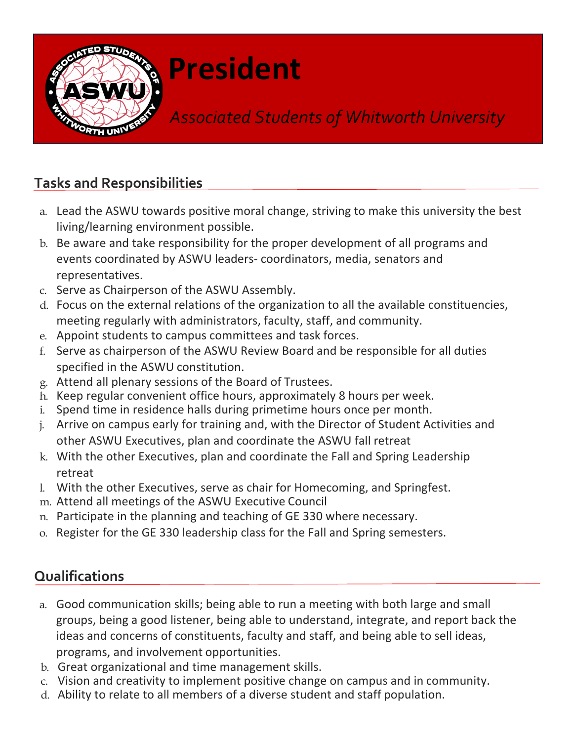# President

*Associated Students of Whitworth University*

## Tasks and Responsibilities

a. Lead the ASWU towards positive moral change, striving to make this university the best living/learning environment possible.
b. Be aware and take responsibility for the proper development of all programs and events coordinated by ASWU leaders- coordinators, media, senators and representatives.
c. Serve as Chairperson of the ASWU Assembly.
d. Focus on the external relations of the organization to all the available constituencies, meeting regularly with administrators, faculty, staff, and community.
e. Appoint students to campus committees and task forces.
f. Serve as chairperson of the ASWU Review Board and be responsible for all duties specified in the ASWU constitution.
g. Attend all plenary sessions of the Board of Trustees.
h. Keep regular convenient office hours, approximately 8 hours per week.
i. Spend time in residence halls during primetime hours once per month.
j. Arrive on campus early for training and, with the Director of Student Activities and other ASWU Executives, plan and coordinate the ASWU fall retreat
k. With the other Executives, plan and coordinate the Fall and Spring Leadership retreat
l. With the other Executives, serve as chair for Homecoming, and Springfest.
m. Attend all meetings of the ASWU Executive Council
n. Participate in the planning and teaching of GE 330 where necessary.
o. Register for the GE 330 leadership class for the Fall and Spring semesters.

## Qualifications

a. Good communication skills; being able to run a meeting with both large and small groups, being a good listener, being able to understand, integrate, and report back the ideas and concerns of constituents, faculty and staff, and being able to sell ideas, programs, and involvement opportunities.
b. Great organizational and time management skills.
c. Vision and creativity to implement positive change on campus and in community.
d. Ability to relate to all members of a diverse student and staff population.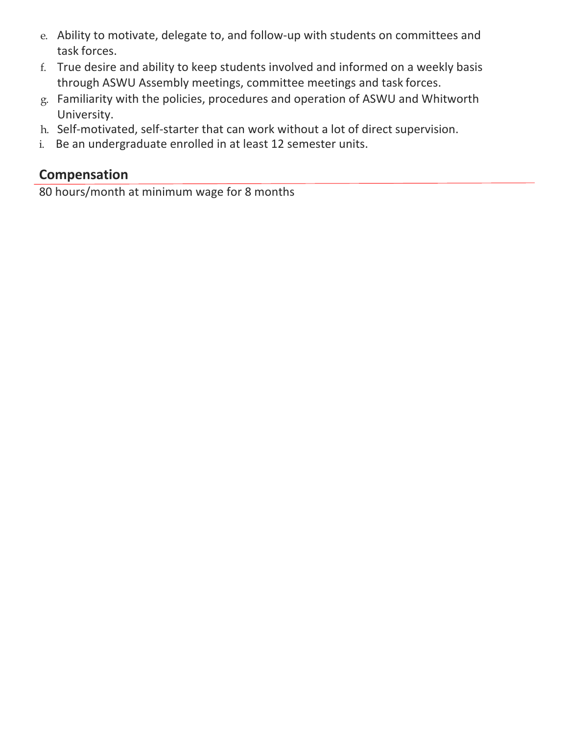e. Ability to motivate, delegate to, and follow-up with students on committees and task forces.
f. True desire and ability to keep students involved and informed on a weekly basis through ASWU Assembly meetings, committee meetings and task forces.
g. Familiarity with the policies, procedures and operation of ASWU and Whitworth University.
h. Self-motivated, self-starter that can work without a lot of direct supervision.
i. Be an undergraduate enrolled in at least 12 semester units.

## Compensation

80 hours/month at minimum wage for 8 months